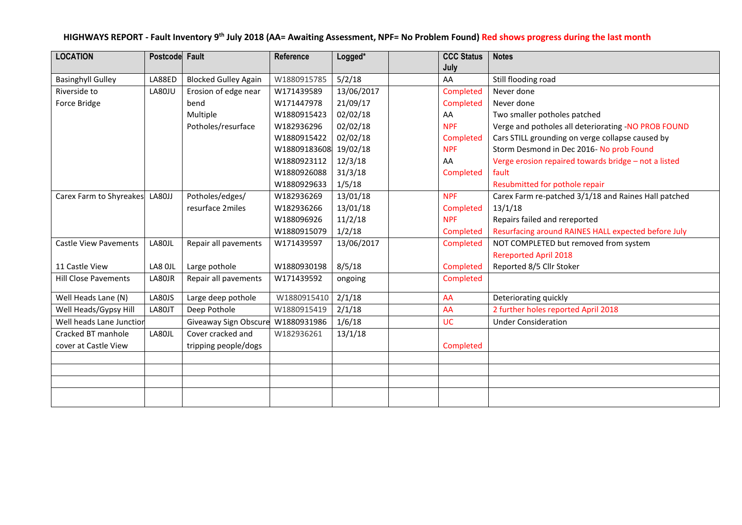# HIGHWAYS REPORT - Fault Inventory 9th July 2018 (AA= Awaiting Assessment, NPF= No Problem Found) Red shows progress during the last month

| LOCATION | Postcode | Fault | Reference | Logged* | | CCC Status July | Notes |
|---|---|---|---|---|---|---|---|
| Basinghyll Gulley | LA88ED | Blocked Gulley Again | W1880915785 | 5/2/18 | | AA | Still flooding road |
| Riverside to Force Bridge | LA80JU | Erosion of edge near bend Multiple Potholes/resurface | W171439589 | 13/06/2017 | | Completed | Never done |
| | | | W171447978 | 21/09/17 | | Completed | Never done |
| | | | W1880915423 | 02/02/18 | | AA | Two smaller potholes patched |
| | | | W182936296 | 02/02/18 | | NPF | Verge and potholes all deteriorating -NO PROB FOUND |
| | | | W1880915422 | 02/02/18 | | Completed | Cars STILL grounding on verge collapse caused by |
| | | | W18809183608 | 19/02/18 | | NPF | Storm Desmond in Dec 2016- No prob Found |
| | | | W1880923112 | 12/3/18 | | AA | Verge erosion repaired towards bridge – not a listed |
| | | | W1880926088 | 31/3/18 | | Completed | fault |
| | | | W1880929633 | 1/5/18 | | | Resubmitted for pothole repair |
| Carex Farm to Shyreakes | LA80JJ | Potholes/edges/ resurface 2miles | W182936269 | 13/01/18 | | NPF | Carex Farm re-patched 3/1/18 and Raines Hall patched |
| | | | W182936266 | 13/01/18 | | Completed | 13/1/18 |
| | | | W188096926 | 11/2/18 | | NPF | Repairs failed and rereported |
| | | | W1880915079 | 1/2/18 | | Completed | Resurfacing around RAINES HALL expected before July |
| Castle View Pavements | LA80JL | Repair all pavements | W171439597 | 13/06/2017 | | Completed | NOT COMPLETED but removed from system Rereported April 2018 |
| 11 Castle View | LA8 0JL | Large pothole | W1880930198 | 8/5/18 | | Completed | Reported 8/5 Cllr Stoker |
| Hill Close Pavements | LA80JR | Repair all pavements | W171439592 | ongoing | | Completed | |
| Well Heads Lane (N) | LA80JS | Large deep pothole | W1880915410 | 2/1/18 | | AA | Deteriorating quickly |
| Well Heads/Gypsy Hill | LA80JT | Deep Pothole | W1880915419 | 2/1/18 | | AA | 2 further holes reported April 2018 |
| Well heads Lane Junctior | | Giveaway Sign Obscure | W1880931986 | 1/6/18 | | UC | Under Consideration |
| Cracked BT manhole cover at Castle View | LA80JL | Cover cracked and tripping people/dogs | W182936261 | 13/1/18 | | Completed | |
| | | | | | | | |
| | | | | | | | |
| | | | | | | | |
| | | | | | | | |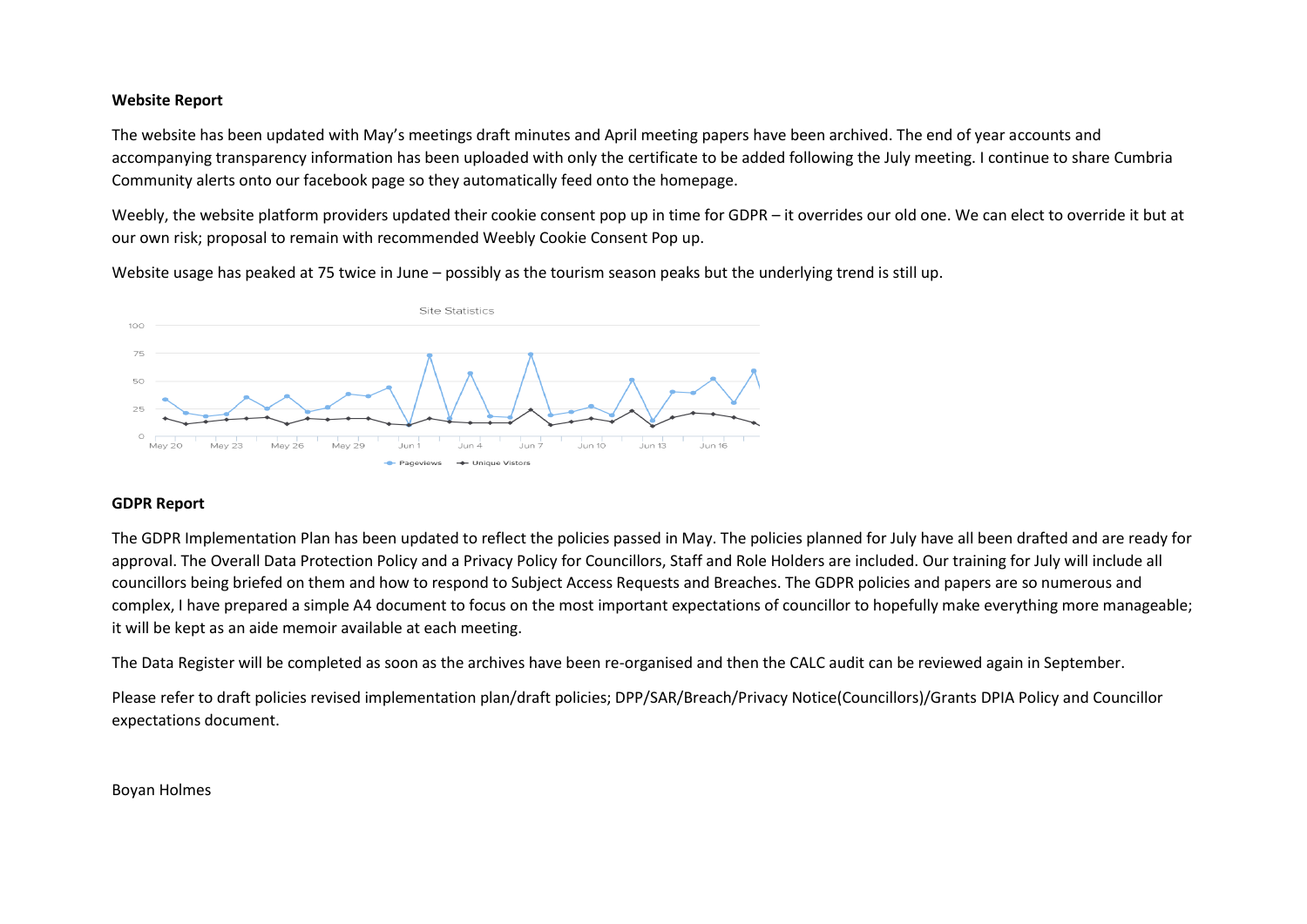**Website Report**

The website has been updated with May's meetings draft minutes and April meeting papers have been archived. The end of year accounts and accompanying transparency information has been uploaded with only the certificate to be added following the July meeting. I continue to share Cumbria Community alerts onto our facebook page so they automatically feed onto the homepage.

Weebly, the website platform providers updated their cookie consent pop up in time for GDPR – it overrides our old one. We can elect to override it but at our own risk; proposal to remain with recommended Weebly Cookie Consent Pop up.

Website usage has peaked at 75 twice in June – possibly as the tourism season peaks but the underlying trend is still up.

**GDPR Report**

The GDPR Implementation Plan has been updated to reflect the policies passed in May. The policies planned for July have all been drafted and are ready for approval. The Overall Data Protection Policy and a Privacy Policy for Councillors, Staff and Role Holders are included. Our training for July will include all councillors being briefed on them and how to respond to Subject Access Requests and Breaches. The GDPR policies and papers are so numerous and complex, I have prepared a simple A4 document to focus on the most important expectations of councillor to hopefully make everything more manageable; it will be kept as an aide memoir available at each meeting.

The Data Register will be completed as soon as the archives have been re-organised and then the CALC audit can be reviewed again in September.

Please refer to draft policies revised implementation plan/draft policies; DPP/SAR/Breach/Privacy Notice(Councillors)/Grants DPIA Policy and Councillor expectations document.

Boyan Holmes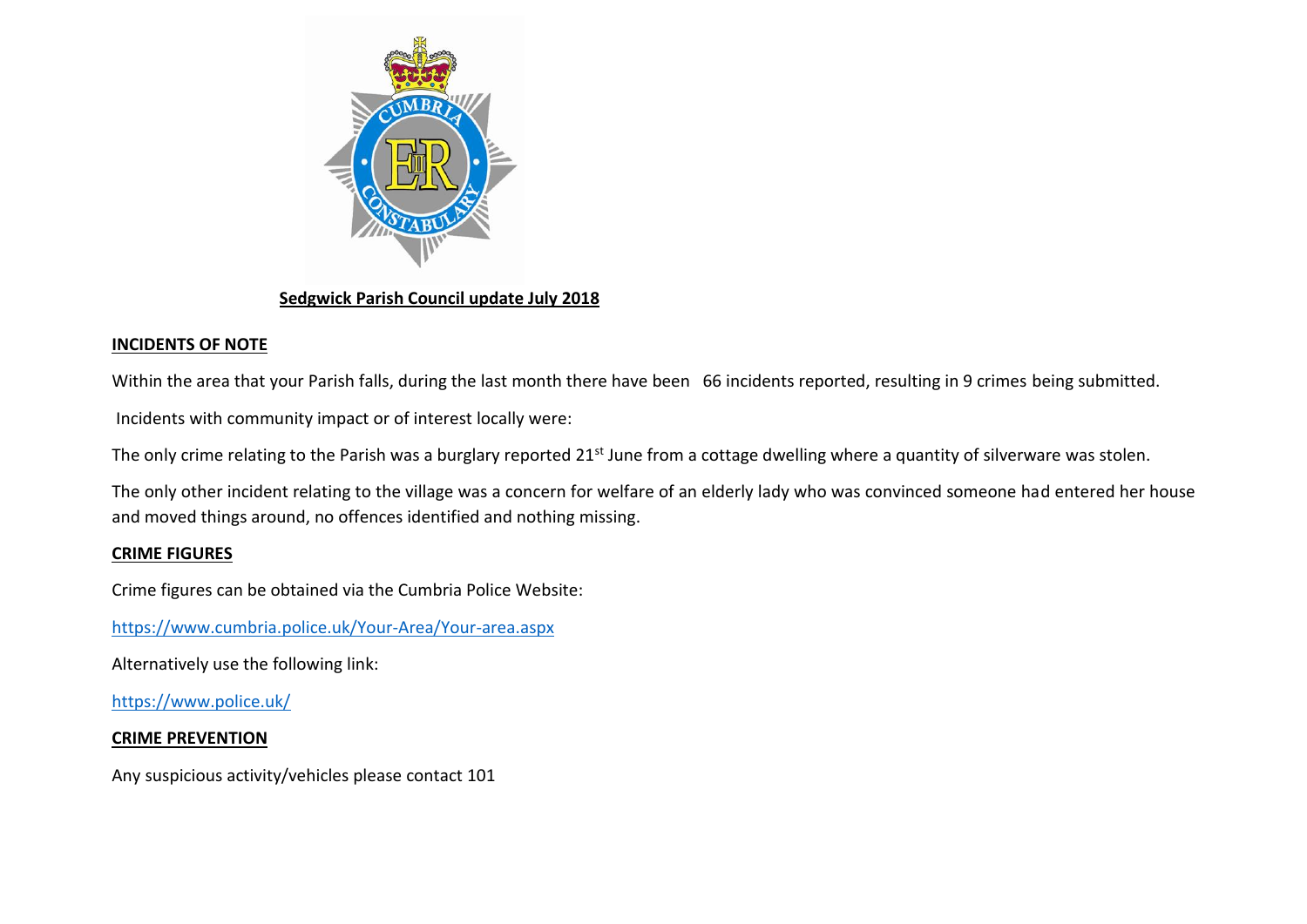**Sedgwick Parish Council update July 2018**

## INCIDENTS OF NOTE

Within the area that your Parish falls, during the last month there have been 66 incidents reported, resulting in 9 crimes being submitted.

Incidents with community impact or of interest locally were:

The only crime relating to the Parish was a burglary reported 21st June from a cottage dwelling where a quantity of silverware was stolen.

The only other incident relating to the village was a concern for welfare of an elderly lady who was convinced someone had entered her house and moved things around, no offences identified and nothing missing.

## CRIME FIGURES

Crime figures can be obtained via the Cumbria Police Website:

https://www.cumbria.police.uk/Your-Area/Your-area.aspx

Alternatively use the following link:

https://www.police.uk/

## CRIME PREVENTION

Any suspicious activity/vehicles please contact 101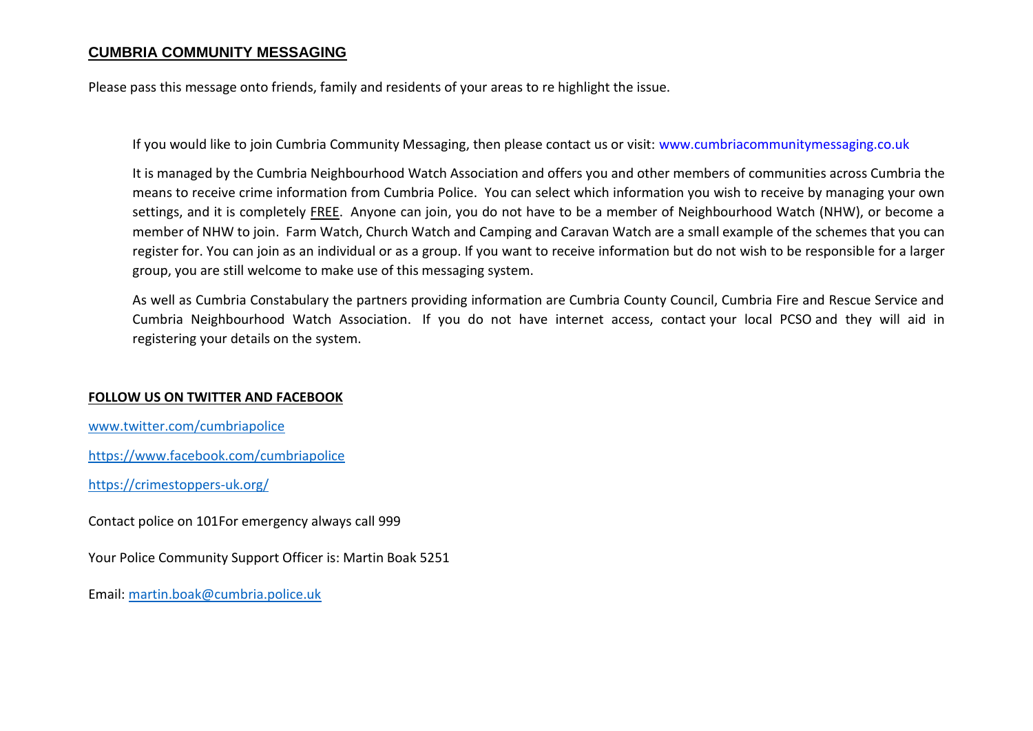## CUMBRIA COMMUNITY MESSAGING

Please pass this message onto friends, family and residents of your areas to re highlight the issue.

If you would like to join Cumbria Community Messaging, then please contact us or visit: www.cumbriacommunitymessaging.co.uk

It is managed by the Cumbria Neighbourhood Watch Association and offers you and other members of communities across Cumbria the means to receive crime information from Cumbria Police. You can select which information you wish to receive by managing your own settings, and it is completely FREE. Anyone can join, you do not have to be a member of Neighbourhood Watch (NHW), or become a member of NHW to join. Farm Watch, Church Watch and Camping and Caravan Watch are a small example of the schemes that you can register for. You can join as an individual or as a group. If you want to receive information but do not wish to be responsible for a larger group, you are still welcome to make use of this messaging system.

As well as Cumbria Constabulary the partners providing information are Cumbria County Council, Cumbria Fire and Rescue Service and Cumbria Neighbourhood Watch Association. If you do not have internet access, contact your local PCSO and they will aid in registering your details on the system.

**FOLLOW US ON TWITTER AND FACEBOOK**

www.twitter.com/cumbriapolice

https://www.facebook.com/cumbriapolice

https://crimestoppers-uk.org/

Contact police on 101For emergency always call 999

Your Police Community Support Officer is: Martin Boak 5251

Email: martin.boak@cumbria.police.uk